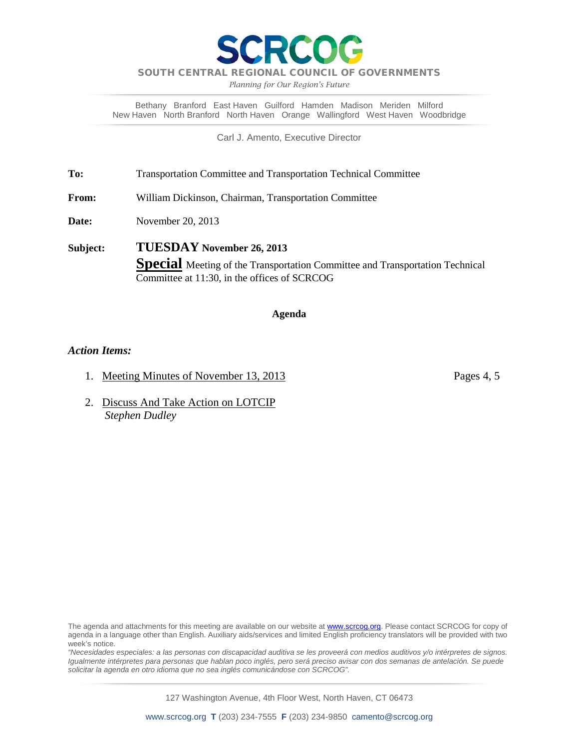# SCRCOG

**SOUTH CENTRAL REGIONAL COUNCIL OF GOVERNMENTS**

*Planning for Our Region's Future*

Bethany Branford East Haven Guilford Hamden Madison Meriden Milford New Haven North Branford North Haven Orange Wallingford West Haven Woodbridge

Carl J. Amento, Executive Director

**To:** Transportation Committee and Transportation Technical Committee

**From:** William Dickinson, Chairman, Transportation Committee

**Date:** November 20, 2013

**Subject:** **TUESDAY November 26, 2013**
**Special** Meeting of the Transportation Committee and Transportation Technical Committee at 11:30, in the offices of SCRCOG

**Agenda**

***Action Items:***

1. Meeting Minutes of November 13, 2013 — Pages 4, 5
2. Discuss And Take Action on LOTCIP
   *Stephen Dudley*

The agenda and attachments for this meeting are available on our website at www.scrcog.org. Please contact SCRCOG for copy of agenda in a language other than English. Auxiliary aids/services and limited English proficiency translators will be provided with two week's notice.

*"Necesidades especiales: a las personas con discapacidad auditiva se les proveerá con medios auditivos y/o intérpretes de signos. Igualmente intérpretes para personas que hablan poco inglés, pero será preciso avisar con dos semanas de antelación. Se puede solicitar la agenda en otro idioma que no sea inglés comunicándose con SCRCOG".*

127 Washington Avenue, 4th Floor West, North Haven, CT 06473

www.scrcog.org **T** (203) 234-7555 **F** (203) 234-9850 camento@scrcog.org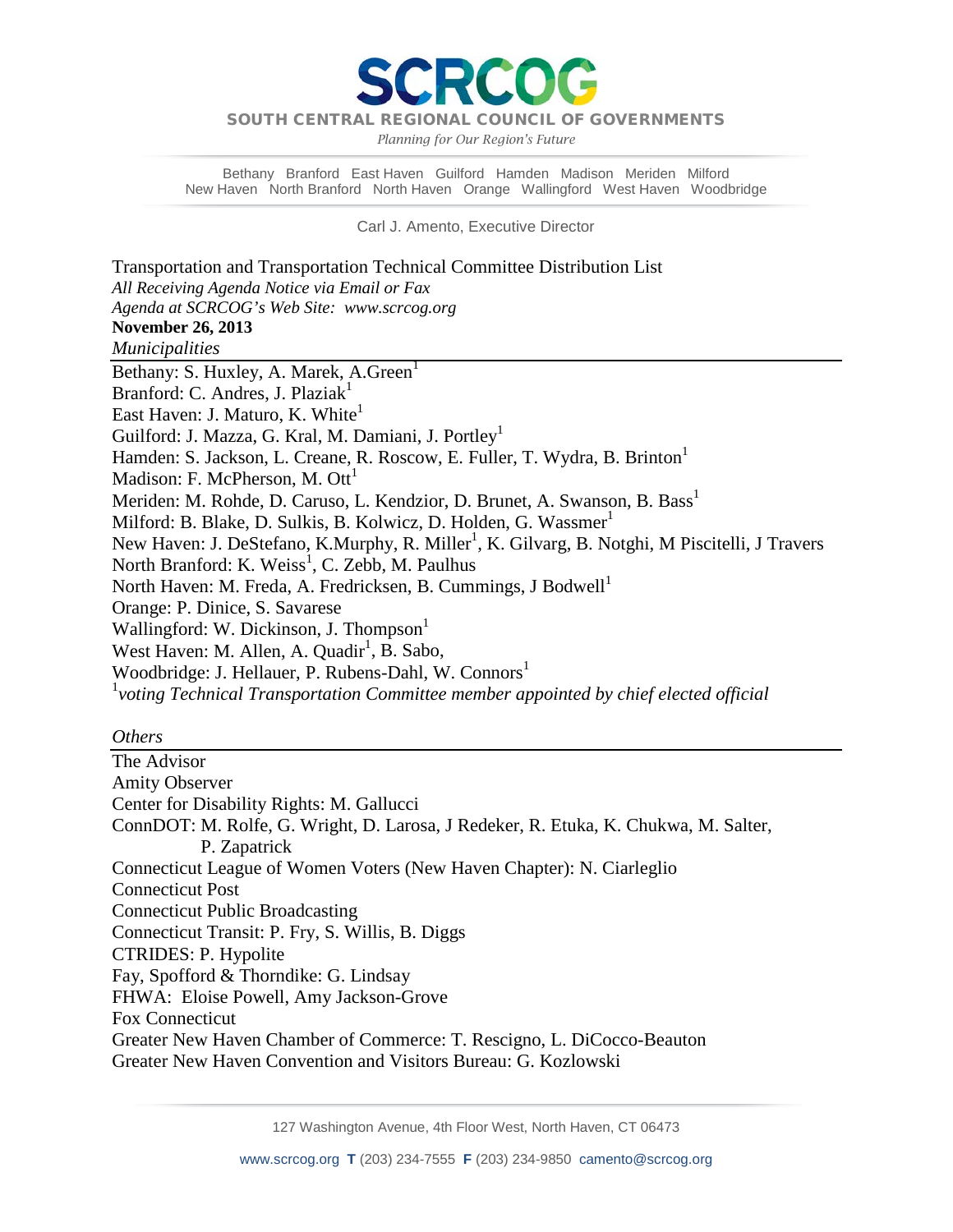# SCRCOG

**SOUTH CENTRAL REGIONAL COUNCIL OF GOVERNMENTS**

*Planning for Our Region's Future*

Bethany Branford East Haven Guilford Hamden Madison Meriden Milford
New Haven North Branford North Haven Orange Wallingford West Haven Woodbridge

Carl J. Amento, Executive Director

Transportation and Transportation Technical Committee Distribution List
*All Receiving Agenda Notice via Email or Fax*
*Agenda at SCRCOG's Web Site: www.scrcog.org*
**November 26, 2013**

*Municipalities*

---

Bethany: S. Huxley, A. Marek, A.Green[1]
Branford: C. Andres, J. Plaziak[1]
East Haven: J. Maturo, K. White[1]
Guilford: J. Mazza, G. Kral, M. Damiani, J. Portley[1]
Hamden: S. Jackson, L. Creane, R. Roscow, E. Fuller, T. Wydra, B. Brinton[1]
Madison: F. McPherson, M. Ott[1]
Meriden: M. Rohde, D. Caruso, L. Kendzior, D. Brunet, A. Swanson, B. Bass[1]
Milford: B. Blake, D. Sulkis, B. Kolwicz, D. Holden, G. Wassmer[1]
New Haven: J. DeStefano, K.Murphy, R. Miller[1], K. Gilvarg, B. Notghi, M Piscitelli, J Travers
North Branford: K. Weiss[1], C. Zebb, M. Paulhus
North Haven: M. Freda, A. Fredricksen, B. Cummings, J Bodwell[1]
Orange: P. Dinice, S. Savarese
Wallingford: W. Dickinson, J. Thompson[1]
West Haven: M. Allen, A. Quadir[1], B. Sabo,
Woodbridge: J. Hellauer, P. Rubens-Dahl, W. Connors[1]

[1]*voting Technical Transportation Committee member appointed by chief elected official*

*Others*

---

The Advisor
Amity Observer
Center for Disability Rights: M. Gallucci
ConnDOT: M. Rolfe, G. Wright, D. Larosa, J Redeker, R. Etuka, K. Chukwa, M. Salter, P. Zapatrick
Connecticut League of Women Voters (New Haven Chapter): N. Ciarleglio
Connecticut Post
Connecticut Public Broadcasting
Connecticut Transit: P. Fry, S. Willis, B. Diggs
CTRIDES: P. Hypolite
Fay, Spofford & Thorndike: G. Lindsay
FHWA: Eloise Powell, Amy Jackson-Grove
Fox Connecticut
Greater New Haven Chamber of Commerce: T. Rescigno, L. DiCocco-Beauton
Greater New Haven Convention and Visitors Bureau: G. Kozlowski

127 Washington Avenue, 4th Floor West, North Haven, CT 06473

www.scrcog.org **T** (203) 234-7555 **F** (203) 234-9850 camento@scrcog.org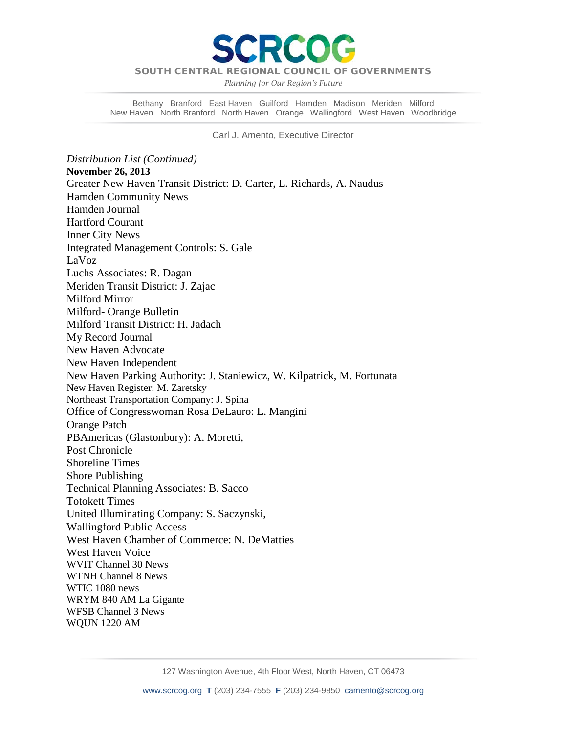*Distribution List (Continued)*

**November 26, 2013**

Greater New Haven Transit District: D. Carter, L. Richards, A. Naudus
Hamden Community News
Hamden Journal
Hartford Courant
Inner City News
Integrated Management Controls: S. Gale
LaVoz
Luchs Associates: R. Dagan
Meriden Transit District: J. Zajac
Milford Mirror
Milford- Orange Bulletin
Milford Transit District: H. Jadach
My Record Journal
New Haven Advocate
New Haven Independent
New Haven Parking Authority: J. Staniewicz, W. Kilpatrick, M. Fortunata
New Haven Register: M. Zaretsky
Northeast Transportation Company: J. Spina
Office of Congresswoman Rosa DeLauro: L. Mangini
Orange Patch
PBAmericas (Glastonbury): A. Moretti,
Post Chronicle
Shoreline Times
Shore Publishing
Technical Planning Associates: B. Sacco
Totokett Times
United Illuminating Company: S. Saczynski,
Wallingford Public Access
West Haven Chamber of Commerce: N. DeMatties
West Haven Voice
WVIT Channel 30 News
WTNH Channel 8 News
WTIC 1080 news
WRYM 840 AM La Gigante
WFSB Channel 3 News
WQUN 1220 AM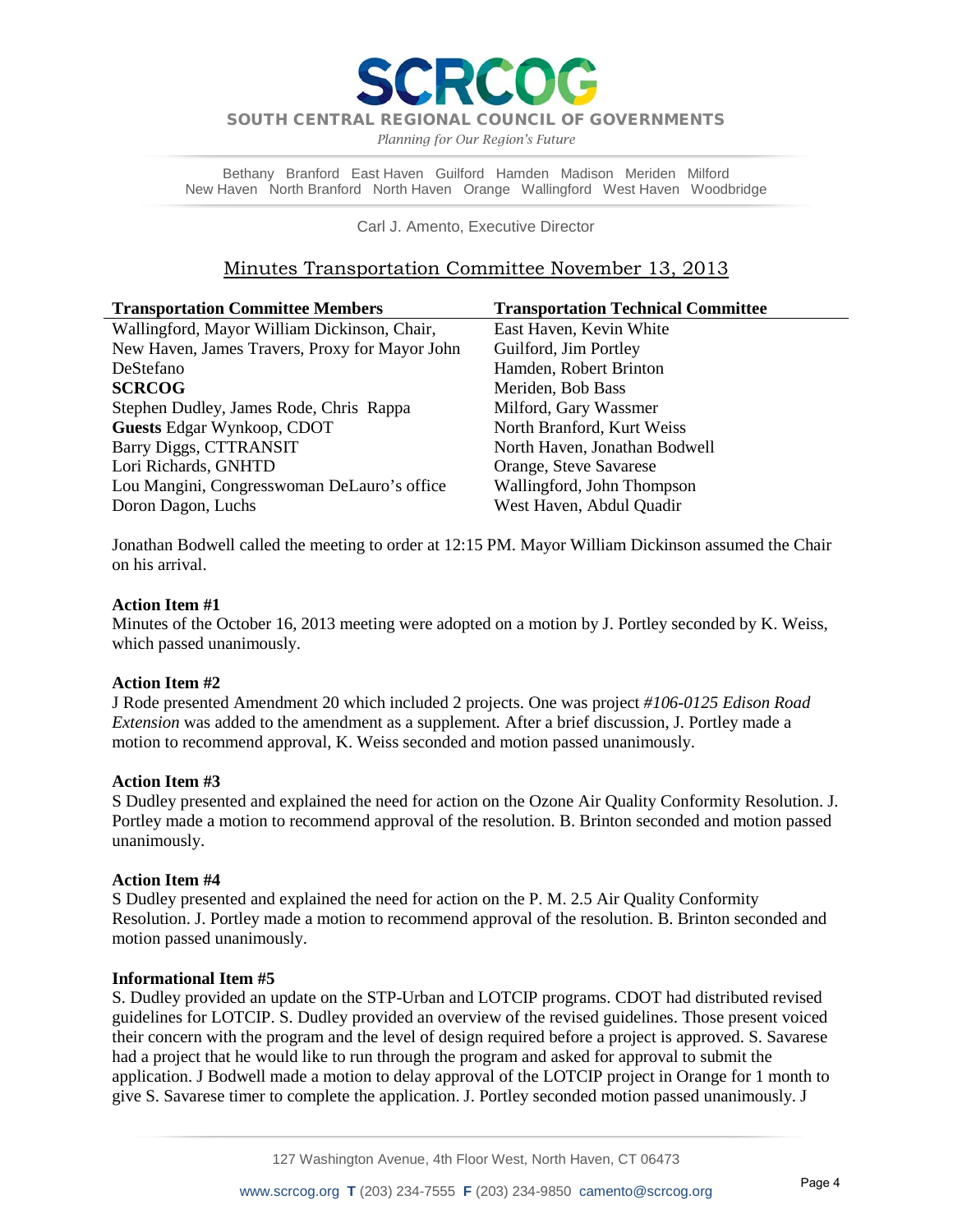# SCRCOG

**SOUTH CENTRAL REGIONAL COUNCIL OF GOVERNMENTS**

*Planning for Our Region's Future*

Bethany Branford East Haven Guilford Hamden Madison Meriden Milford
New Haven North Branford North Haven Orange Wallingford West Haven Woodbridge

Carl J. Amento, Executive Director

## Minutes Transportation Committee November 13, 2013

| Transportation Committee Members | Transportation Technical Committee |
|---|---|
| Wallingford, Mayor William Dickinson, Chair, | East Haven, Kevin White |
| New Haven, James Travers, Proxy for Mayor John DeStefano | Guilford, Jim Portley |
| **SCRCOG** | Hamden, Robert Brinton |
| Stephen Dudley, James Rode, Chris Rappa | Meriden, Bob Bass |
| **Guests** Edgar Wynkoop, CDOT | Milford, Gary Wassmer |
| Barry Diggs, CTTRANSIT | North Branford, Kurt Weiss |
| Lori Richards, GNHTD | North Haven, Jonathan Bodwell |
| Lou Mangini, Congresswoman DeLauro's office | Orange, Steve Savarese |
| Doron Dagon, Luchs | Wallingford, John Thompson |
| | West Haven, Abdul Quadir |

Jonathan Bodwell called the meeting to order at 12:15 PM. Mayor William Dickinson assumed the Chair on his arrival.

**Action Item #1**
Minutes of the October 16, 2013 meeting were adopted on a motion by J. Portley seconded by K. Weiss, which passed unanimously.

**Action Item #2**
J Rode presented Amendment 20 which included 2 projects. One was project *#106-0125 Edison Road Extension* was added to the amendment as a supplement*.* After a brief discussion, J. Portley made a motion to recommend approval, K. Weiss seconded and motion passed unanimously.

**Action Item #3**
S Dudley presented and explained the need for action on the Ozone Air Quality Conformity Resolution. J. Portley made a motion to recommend approval of the resolution. B. Brinton seconded and motion passed unanimously.

**Action Item #4**
S Dudley presented and explained the need for action on the P. M. 2.5 Air Quality Conformity Resolution. J. Portley made a motion to recommend approval of the resolution. B. Brinton seconded and motion passed unanimously.

**Informational Item #5**
S. Dudley provided an update on the STP-Urban and LOTCIP programs. CDOT had distributed revised guidelines for LOTCIP. S. Dudley provided an overview of the revised guidelines. Those present voiced their concern with the program and the level of design required before a project is approved. S. Savarese had a project that he would like to run through the program and asked for approval to submit the application. J Bodwell made a motion to delay approval of the LOTCIP project in Orange for 1 month to give S. Savarese timer to complete the application. J. Portley seconded motion passed unanimously. J

127 Washington Avenue, 4th Floor West, North Haven, CT 06473

www.scrcog.org **T** (203) 234-7555 **F** (203) 234-9850 camento@scrcog.org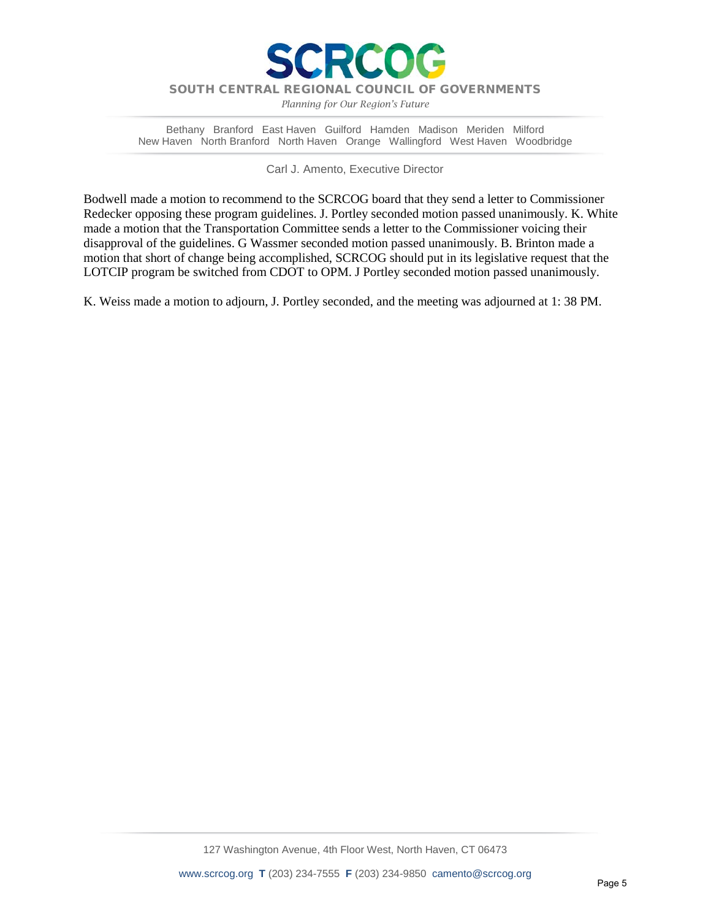Bodwell made a motion to recommend to the SCRCOG board that they send a letter to Commissioner Redecker opposing these program guidelines. J. Portley seconded motion passed unanimously. K. White made a motion that the Transportation Committee sends a letter to the Commissioner voicing their disapproval of the guidelines. G Wassmer seconded motion passed unanimously. B. Brinton made a motion that short of change being accomplished, SCRCOG should put in its legislative request that the LOTCIP program be switched from CDOT to OPM. J Portley seconded motion passed unanimously.

K. Weiss made a motion to adjourn, J. Portley seconded, and the meeting was adjourned at 1: 38 PM.